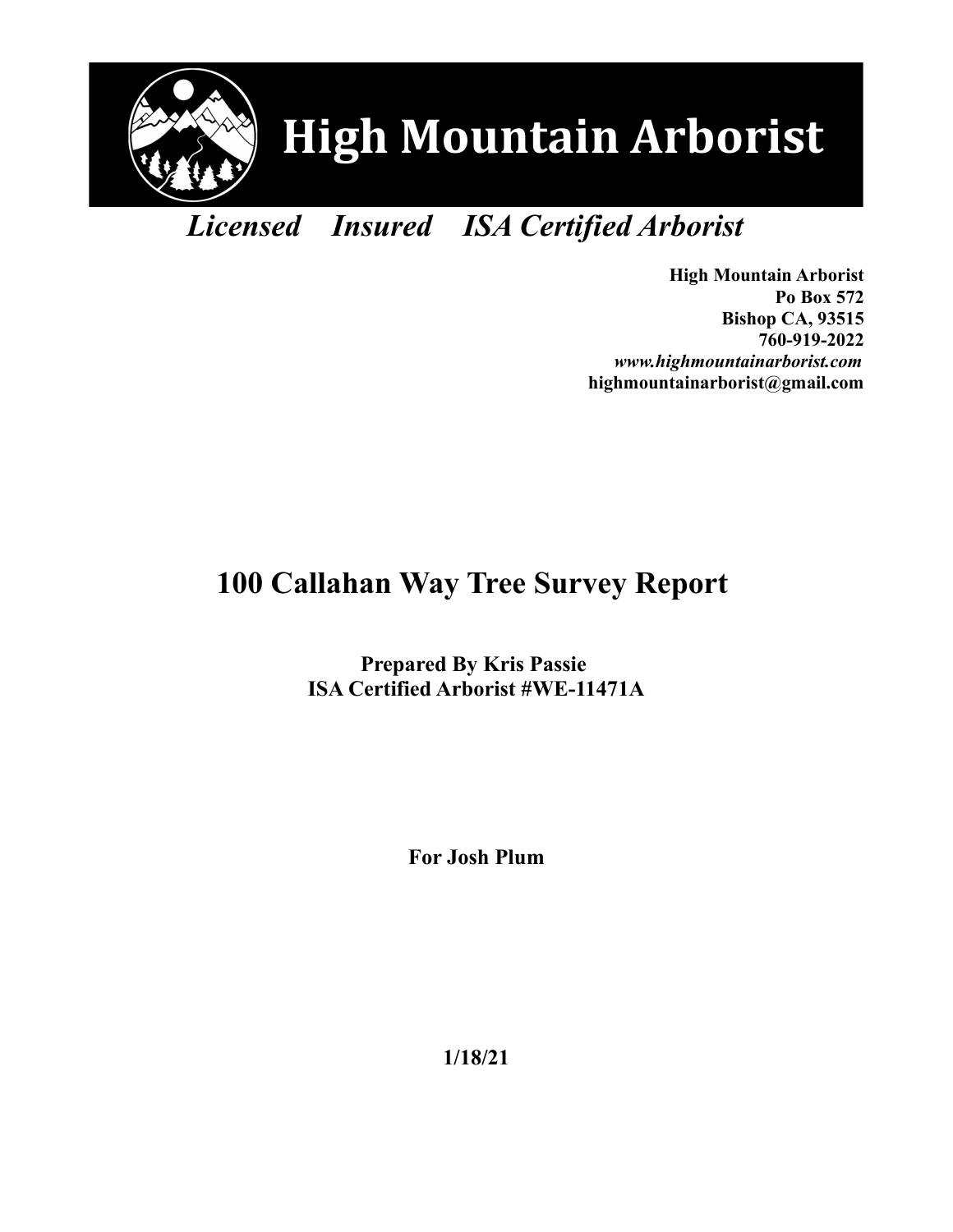# High Mountain Arborist

*Licensed Insured ISA Certified Arborist*

**High Mountain Arborist**
**Po Box 572**
**Bishop CA, 93515**
**760-919-2022**
***www.highmountainarborist.com***
**highmountainarborist@gmail.com**

## 100 Callahan Way Tree Survey Report

**Prepared By Kris Passie**
**ISA Certified Arborist #WE-11471A**

**For Josh Plum**

**1/18/21**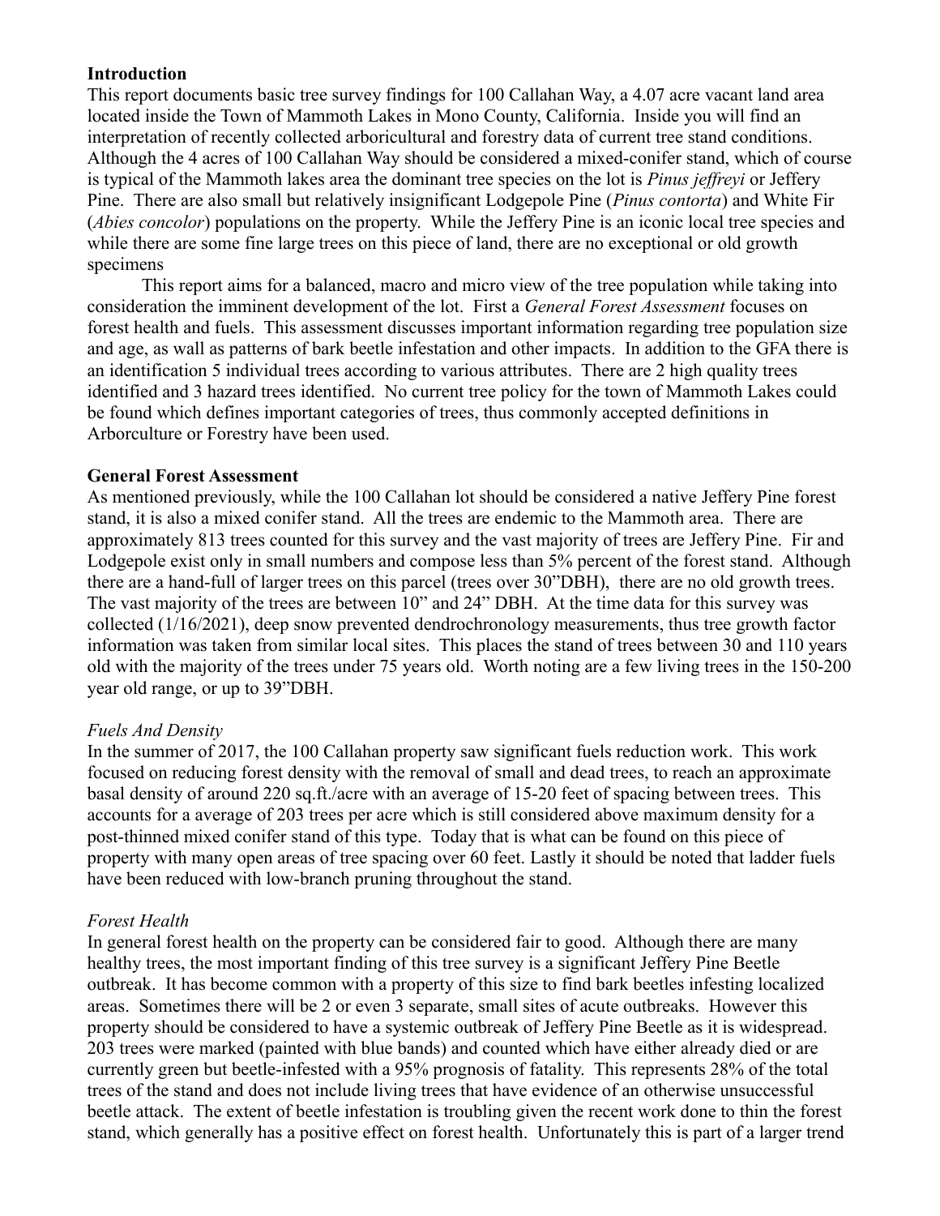**Introduction**

This report documents basic tree survey findings for 100 Callahan Way, a 4.07 acre vacant land area located inside the Town of Mammoth Lakes in Mono County, California. Inside you will find an interpretation of recently collected arboricultural and forestry data of current tree stand conditions. Although the 4 acres of 100 Callahan Way should be considered a mixed-conifer stand, which of course is typical of the Mammoth lakes area the dominant tree species on the lot is *Pinus jeffreyi* or Jeffery Pine. There are also small but relatively insignificant Lodgepole Pine (*Pinus contorta*) and White Fir (*Abies concolor*) populations on the property. While the Jeffery Pine is an iconic local tree species and while there are some fine large trees on this piece of land, there are no exceptional or old growth specimens

This report aims for a balanced, macro and micro view of the tree population while taking into consideration the imminent development of the lot. First a *General Forest Assessment* focuses on forest health and fuels. This assessment discusses important information regarding tree population size and age, as wall as patterns of bark beetle infestation and other impacts. In addition to the GFA there is an identification 5 individual trees according to various attributes. There are 2 high quality trees identified and 3 hazard trees identified. No current tree policy for the town of Mammoth Lakes could be found which defines important categories of trees, thus commonly accepted definitions in Arborculture or Forestry have been used.

**General Forest Assessment**

As mentioned previously, while the 100 Callahan lot should be considered a native Jeffery Pine forest stand, it is also a mixed conifer stand. All the trees are endemic to the Mammoth area. There are approximately 813 trees counted for this survey and the vast majority of trees are Jeffery Pine. Fir and Lodgepole exist only in small numbers and compose less than 5% percent of the forest stand. Although there are a hand-full of larger trees on this parcel (trees over 30"DBH), there are no old growth trees. The vast majority of the trees are between 10" and 24" DBH. At the time data for this survey was collected (1/16/2021), deep snow prevented dendrochronology measurements, thus tree growth factor information was taken from similar local sites. This places the stand of trees between 30 and 110 years old with the majority of the trees under 75 years old. Worth noting are a few living trees in the 150-200 year old range, or up to 39"DBH.

*Fuels And Density*

In the summer of 2017, the 100 Callahan property saw significant fuels reduction work. This work focused on reducing forest density with the removal of small and dead trees, to reach an approximate basal density of around 220 sq.ft./acre with an average of 15-20 feet of spacing between trees. This accounts for a average of 203 trees per acre which is still considered above maximum density for a post-thinned mixed conifer stand of this type. Today that is what can be found on this piece of property with many open areas of tree spacing over 60 feet. Lastly it should be noted that ladder fuels have been reduced with low-branch pruning throughout the stand.

*Forest Health*

In general forest health on the property can be considered fair to good. Although there are many healthy trees, the most important finding of this tree survey is a significant Jeffery Pine Beetle outbreak. It has become common with a property of this size to find bark beetles infesting localized areas. Sometimes there will be 2 or even 3 separate, small sites of acute outbreaks. However this property should be considered to have a systemic outbreak of Jeffery Pine Beetle as it is widespread. 203 trees were marked (painted with blue bands) and counted which have either already died or are currently green but beetle-infested with a 95% prognosis of fatality. This represents 28% of the total trees of the stand and does not include living trees that have evidence of an otherwise unsuccessful beetle attack. The extent of beetle infestation is troubling given the recent work done to thin the forest stand, which generally has a positive effect on forest health. Unfortunately this is part of a larger trend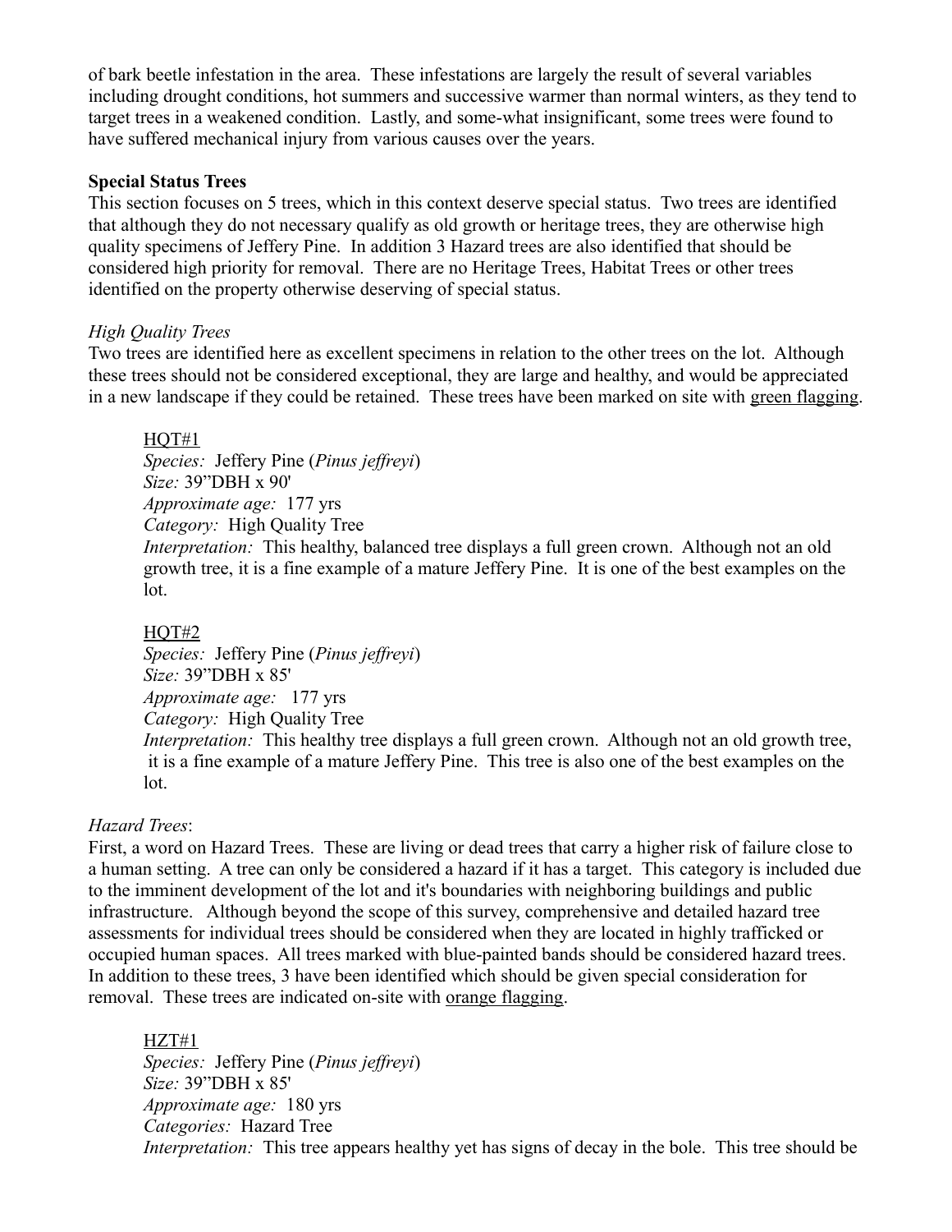of bark beetle infestation in the area. These infestations are largely the result of several variables including drought conditions, hot summers and successive warmer than normal winters, as they tend to target trees in a weakened condition. Lastly, and some-what insignificant, some trees were found to have suffered mechanical injury from various causes over the years.

**Special Status Trees**

This section focuses on 5 trees, which in this context deserve special status. Two trees are identified that although they do not necessary qualify as old growth or heritage trees, they are otherwise high quality specimens of Jeffery Pine. In addition 3 Hazard trees are also identified that should be considered high priority for removal. There are no Heritage Trees, Habitat Trees or other trees identified on the property otherwise deserving of special status.

*High Quality Trees*

Two trees are identified here as excellent specimens in relation to the other trees on the lot. Although these trees should not be considered exceptional, they are large and healthy, and would be appreciated in a new landscape if they could be retained. These trees have been marked on site with <u>green flagging</u>.

<u>HQT#1</u>
*Species:* Jeffery Pine (*Pinus jeffreyi*)
*Size:* 39"DBH x 90'
*Approximate age:* 177 yrs
*Category:* High Quality Tree
*Interpretation:* This healthy, balanced tree displays a full green crown. Although not an old growth tree, it is a fine example of a mature Jeffery Pine. It is one of the best examples on the lot.

<u>HQT#2</u>
*Species:* Jeffery Pine (*Pinus jeffreyi*)
*Size:* 39"DBH x 85'
*Approximate age:* 177 yrs
*Category:* High Quality Tree
*Interpretation:* This healthy tree displays a full green crown. Although not an old growth tree, it is a fine example of a mature Jeffery Pine. This tree is also one of the best examples on the lot.

*Hazard Trees*:

First, a word on Hazard Trees. These are living or dead trees that carry a higher risk of failure close to a human setting. A tree can only be considered a hazard if it has a target. This category is included due to the imminent development of the lot and it's boundaries with neighboring buildings and public infrastructure. Although beyond the scope of this survey, comprehensive and detailed hazard tree assessments for individual trees should be considered when they are located in highly trafficked or occupied human spaces. All trees marked with blue-painted bands should be considered hazard trees. In addition to these trees, 3 have been identified which should be given special consideration for removal. These trees are indicated on-site with <u>orange flagging</u>.

<u>HZT#1</u>
*Species:* Jeffery Pine (*Pinus jeffreyi*)
*Size:* 39"DBH x 85'
*Approximate age:* 180 yrs
*Categories:* Hazard Tree
*Interpretation:* This tree appears healthy yet has signs of decay in the bole. This tree should be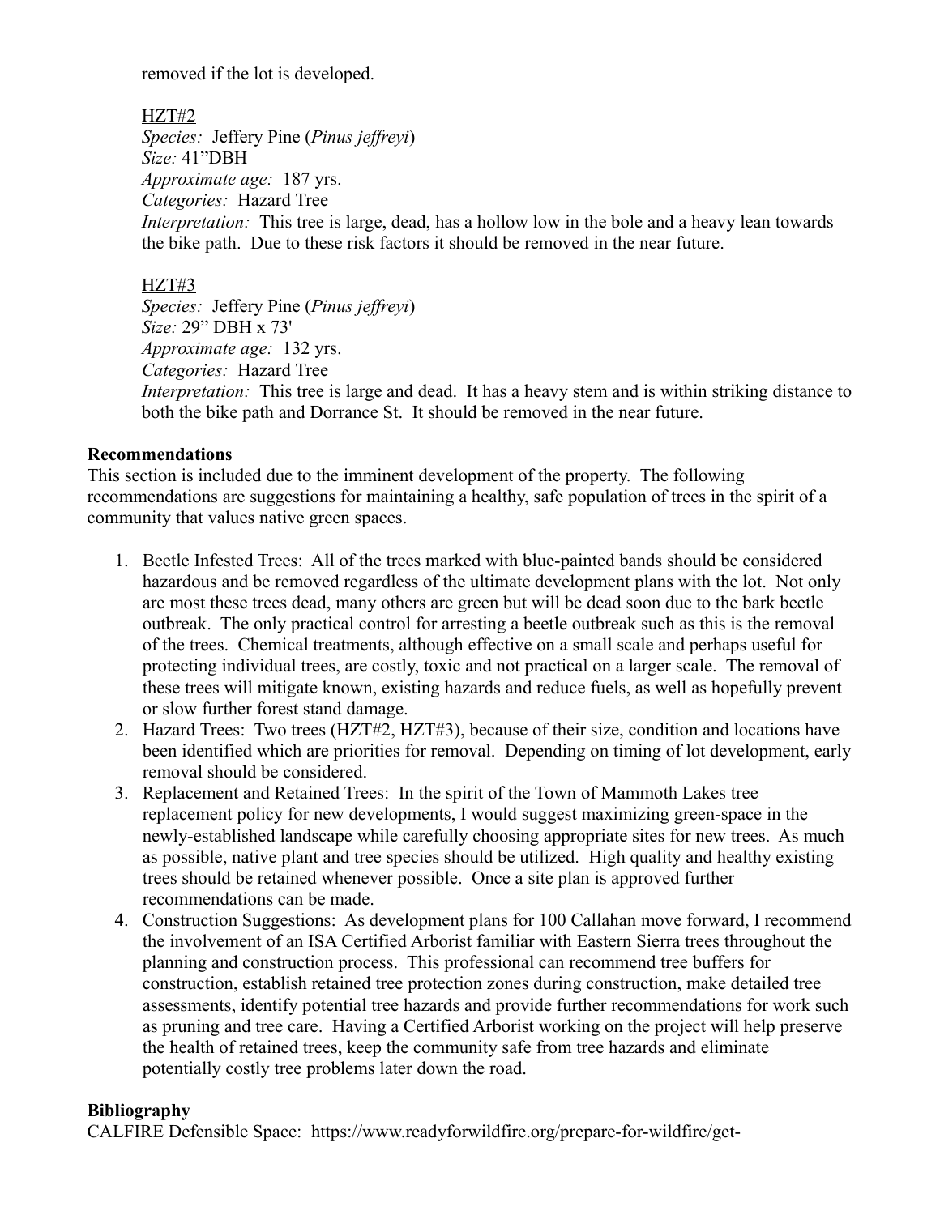removed if the lot is developed.

HZT#2
*Species:* Jeffery Pine (*Pinus jeffreyi*)
*Size:* 41"DBH
*Approximate age:* 187 yrs.
*Categories:* Hazard Tree
*Interpretation:* This tree is large, dead, has a hollow low in the bole and a heavy lean towards the bike path. Due to these risk factors it should be removed in the near future.

HZT#3
*Species:* Jeffery Pine (*Pinus jeffreyi*)
*Size:* 29" DBH x 73'
*Approximate age:* 132 yrs.
*Categories:* Hazard Tree
*Interpretation:* This tree is large and dead. It has a heavy stem and is within striking distance to both the bike path and Dorrance St. It should be removed in the near future.

**Recommendations**

This section is included due to the imminent development of the property. The following recommendations are suggestions for maintaining a healthy, safe population of trees in the spirit of a community that values native green spaces.

1. Beetle Infested Trees: All of the trees marked with blue-painted bands should be considered hazardous and be removed regardless of the ultimate development plans with the lot. Not only are most these trees dead, many others are green but will be dead soon due to the bark beetle outbreak. The only practical control for arresting a beetle outbreak such as this is the removal of the trees. Chemical treatments, although effective on a small scale and perhaps useful for protecting individual trees, are costly, toxic and not practical on a larger scale. The removal of these trees will mitigate known, existing hazards and reduce fuels, as well as hopefully prevent or slow further forest stand damage.
2. Hazard Trees: Two trees (HZT#2, HZT#3), because of their size, condition and locations have been identified which are priorities for removal. Depending on timing of lot development, early removal should be considered.
3. Replacement and Retained Trees: In the spirit of the Town of Mammoth Lakes tree replacement policy for new developments, I would suggest maximizing green-space in the newly-established landscape while carefully choosing appropriate sites for new trees. As much as possible, native plant and tree species should be utilized. High quality and healthy existing trees should be retained whenever possible. Once a site plan is approved further recommendations can be made.
4. Construction Suggestions: As development plans for 100 Callahan move forward, I recommend the involvement of an ISA Certified Arborist familiar with Eastern Sierra trees throughout the planning and construction process. This professional can recommend tree buffers for construction, establish retained tree protection zones during construction, make detailed tree assessments, identify potential tree hazards and provide further recommendations for work such as pruning and tree care. Having a Certified Arborist working on the project will help preserve the health of retained trees, keep the community safe from tree hazards and eliminate potentially costly tree problems later down the road.

**Bibliography**

CALFIRE Defensible Space: https://www.readyforwildfire.org/prepare-for-wildfire/get-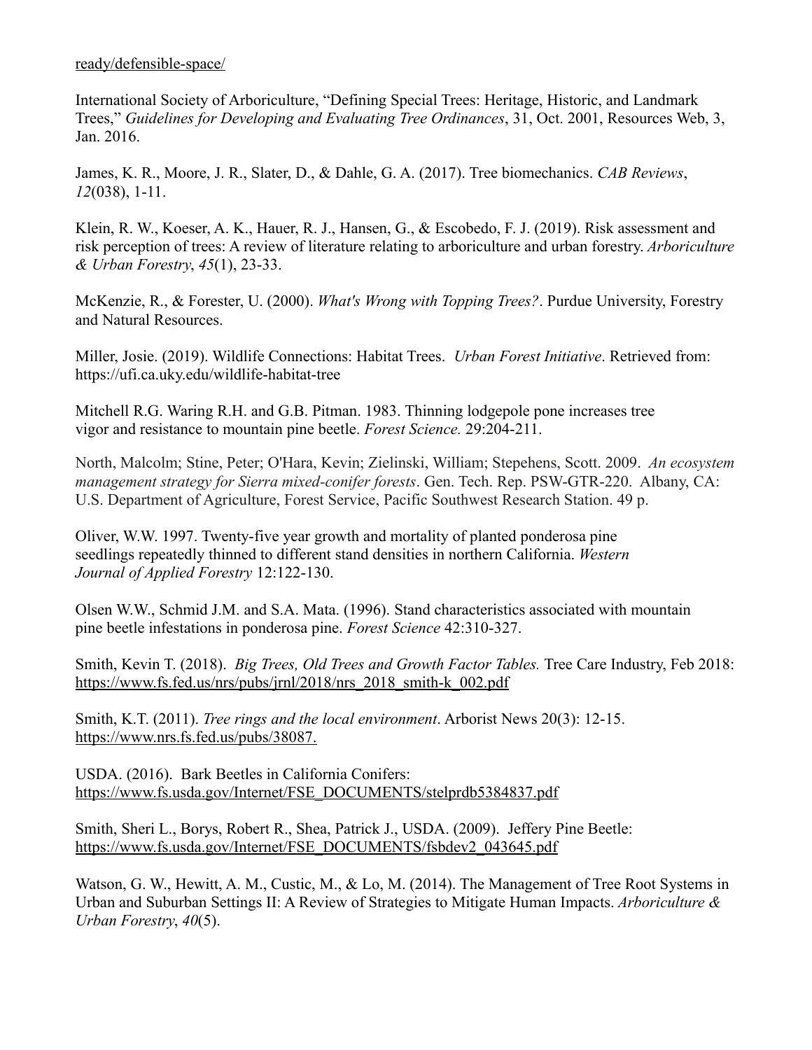ready/defensible-space/

International Society of Arboriculture, "Defining Special Trees: Heritage, Historic, and Landmark Trees," *Guidelines for Developing and Evaluating Tree Ordinances*, 31, Oct. 2001, Resources Web, 3, Jan. 2016.

James, K. R., Moore, J. R., Slater, D., & Dahle, G. A. (2017). Tree biomechanics. *CAB Reviews*, *12*(038), 1-11.

Klein, R. W., Koeser, A. K., Hauer, R. J., Hansen, G., & Escobedo, F. J. (2019). Risk assessment and risk perception of trees: A review of literature relating to arboriculture and urban forestry. *Arboriculture & Urban Forestry*, *45*(1), 23-33.

McKenzie, R., & Forester, U. (2000). *What's Wrong with Topping Trees?*. Purdue University, Forestry and Natural Resources.

Miller, Josie. (2019). Wildlife Connections: Habitat Trees. *Urban Forest Initiative*. Retrieved from: https://ufi.ca.uky.edu/wildlife-habitat-tree

Mitchell R.G. Waring R.H. and G.B. Pitman. 1983. Thinning lodgepole pone increases tree vigor and resistance to mountain pine beetle. *Forest Science.* 29:204-211.

North, Malcolm; Stine, Peter; O'Hara, Kevin; Zielinski, William; Stepehens, Scott. 2009. *An ecosystem management strategy for Sierra mixed-conifer forests*. Gen. Tech. Rep. PSW-GTR-220. Albany, CA: U.S. Department of Agriculture, Forest Service, Pacific Southwest Research Station. 49 p.

Oliver, W.W. 1997. Twenty-five year growth and mortality of planted ponderosa pine seedlings repeatedly thinned to different stand densities in northern California. *Western Journal of Applied Forestry* 12:122-130.

Olsen W.W., Schmid J.M. and S.A. Mata. (1996). Stand characteristics associated with mountain pine beetle infestations in ponderosa pine. *Forest Science* 42:310-327.

Smith, Kevin T. (2018). *Big Trees, Old Trees and Growth Factor Tables.* Tree Care Industry, Feb 2018: https://www.fs.fed.us/nrs/pubs/jrnl/2018/nrs_2018_smith-k_002.pdf

Smith, K.T. (2011). *Tree rings and the local environment*. Arborist News 20(3): 12-15. https://www.nrs.fs.fed.us/pubs/38087.

USDA. (2016). Bark Beetles in California Conifers: https://www.fs.usda.gov/Internet/FSE_DOCUMENTS/stelprdb5384837.pdf

Smith, Sheri L., Borys, Robert R., Shea, Patrick J., USDA. (2009). Jeffery Pine Beetle: https://www.fs.usda.gov/Internet/FSE_DOCUMENTS/fsbdev2_043645.pdf

Watson, G. W., Hewitt, A. M., Custic, M., & Lo, M. (2014). The Management of Tree Root Systems in Urban and Suburban Settings II: A Review of Strategies to Mitigate Human Impacts. *Arboriculture & Urban Forestry*, *40*(5).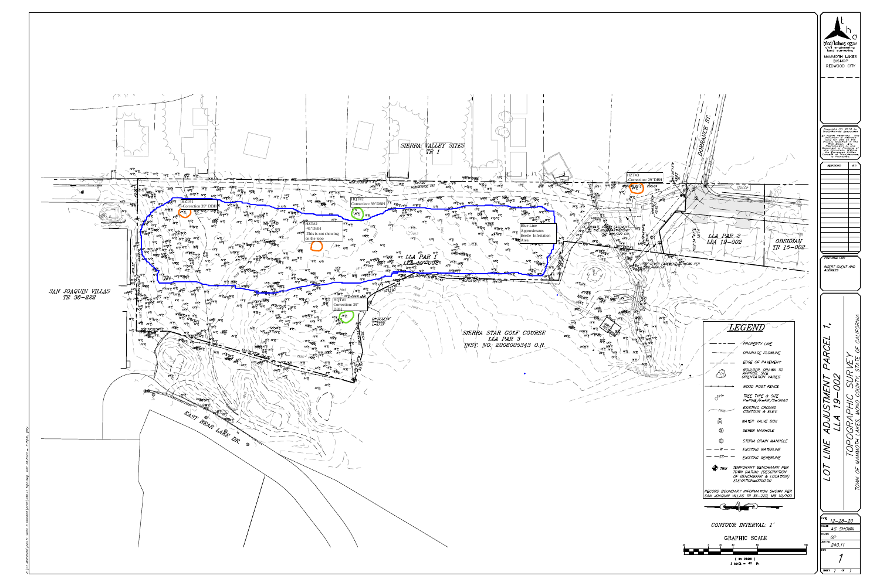HZT#1
-Correction 39" DBH

HQT#2
Correction: 39"DBH

HZT#2
-41"DBH
-This is not showing on the topo

HZT#3
-Correction: 29"DBH

Blue Line Approximates Beetle Infestation Area

HQT#3
Correction: 39" DBH

SIERRA VALLEY SITES
TR 1

LLA PAR 1
LLA 19-002

SAN JOAQUIN VILLAS
TR 36-222

SIERRA STAR GOLF COURSE
LLA PAR 3
INST. NO. 2006005343 O.R.

EAST BEAR LAKE DR.

DORRANCE ST

LLA PAR 2
LLA 19-002

OBSIDIAN
TR 15-002

## LEGEND

- PROPERTY LINE
- DRAINAGE FLOWLINE
- EDGE OF PAVEMENT
- BOULDER, DRAWN TO APPROX. SIZE, ORIENTATION VARIES
- WOOD POST FENCE
- TREE TYPE & SIZE P=PINE/F=FIR/S=SNAG
- EXISTING GROUND CONTOUR & ELEV.
- WATER VALVE BOX
- SEWER MANHOLE
- STORM DRAIN MANHOLE
- EXISTING WATERLINE
- EXISTING SEWERLINE
- TBM TEMPORARY BENCHMARK PER TOWN DATUM: (DESCRIPTION OF BENCHMARK & LOCATION) ELEVATION=0000.00

RECORD BOUNDARY INFORMATION SHOWN PER SAN JOAQUIN VILLAS TR 36-222, MB 10/100

CONTOUR INTERVAL: 1'

GRAPHIC SCALE

( IN FEET )
1 inch = 40 ft.

triad/holmes assoc.
civil engineering
land surveying
MAMMOTH LAKES
BISHOP
REDWOOD CITY

PREPARED FOR:
INSERT CLIENT AND ADDRESS

# LOT LINE ADJUSTMENT PARCEL 1, LLA 19-002

## TOPOGRAPHIC SURVEY

TOWN OF MAMMOTH LAKES, MONO COUNTY, STATE OF CALIFORNIA

DATE: 12-28-20
SCALE: AS SHOWN
DRAWN: GP
JOB NO.: 240.11
DWG: 1
SHEET 1 OF 1